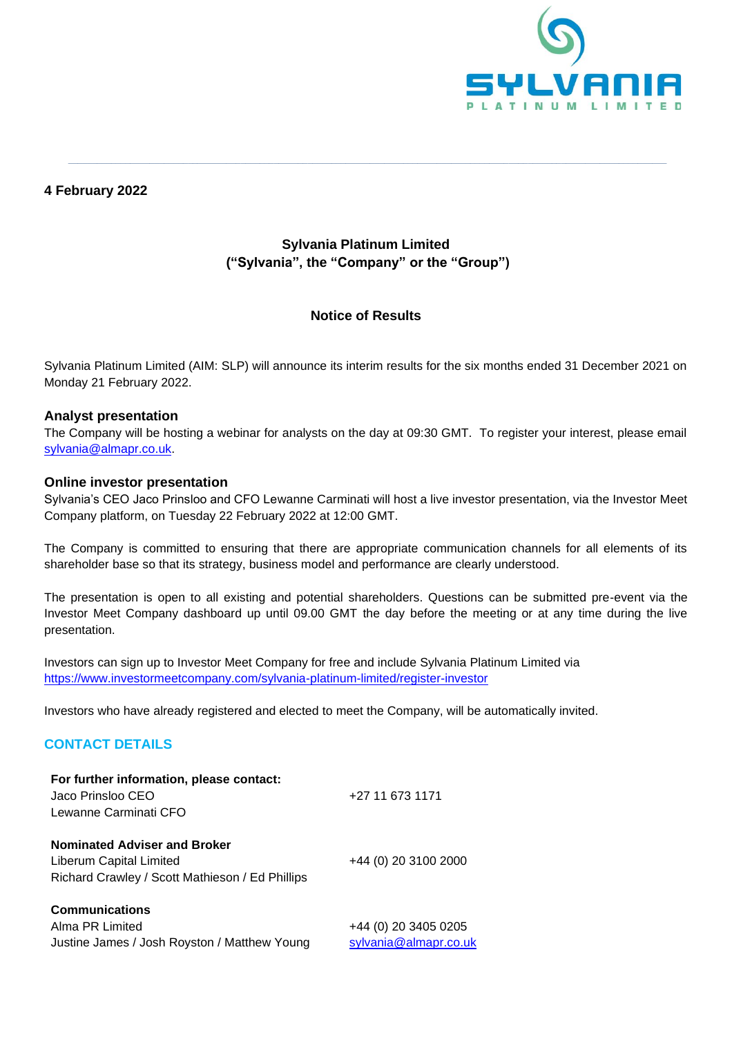**4 February 2022**

**Sylvania Platinum Limited**
**("Sylvania", the "Company" or the "Group")**

**Notice of Results**

Sylvania Platinum Limited (AIM: SLP) will announce its interim results for the six months ended 31 December 2021 on Monday 21 February 2022.

### Analyst presentation

The Company will be hosting a webinar for analysts on the day at 09:30 GMT. To register your interest, please email sylvania@almapr.co.uk.

### Online investor presentation

Sylvania's CEO Jaco Prinsloo and CFO Lewanne Carminati will host a live investor presentation, via the Investor Meet Company platform, on Tuesday 22 February 2022 at 12:00 GMT.

The Company is committed to ensuring that there are appropriate communication channels for all elements of its shareholder base so that its strategy, business model and performance are clearly understood.

The presentation is open to all existing and potential shareholders. Questions can be submitted pre-event via the Investor Meet Company dashboard up until 09.00 GMT the day before the meeting or at any time during the live presentation.

Investors can sign up to Investor Meet Company for free and include Sylvania Platinum Limited via https://www.investormeetcompany.com/sylvania-platinum-limited/register-investor

Investors who have already registered and elected to meet the Company, will be automatically invited.

## CONTACT DETAILS

| | |
|---|---|
| **For further information, please contact:** | |
| Jaco Prinsloo CEO | +27 11 673 1171 |
| Lewanne Carminati CFO | |
| **Nominated Adviser and Broker** | |
| Liberum Capital Limited | +44 (0) 20 3100 2000 |
| Richard Crawley / Scott Mathieson / Ed Phillips | |
| **Communications** | |
| Alma PR Limited | +44 (0) 20 3405 0205 |
| Justine James / Josh Royston / Matthew Young | sylvania@almapr.co.uk |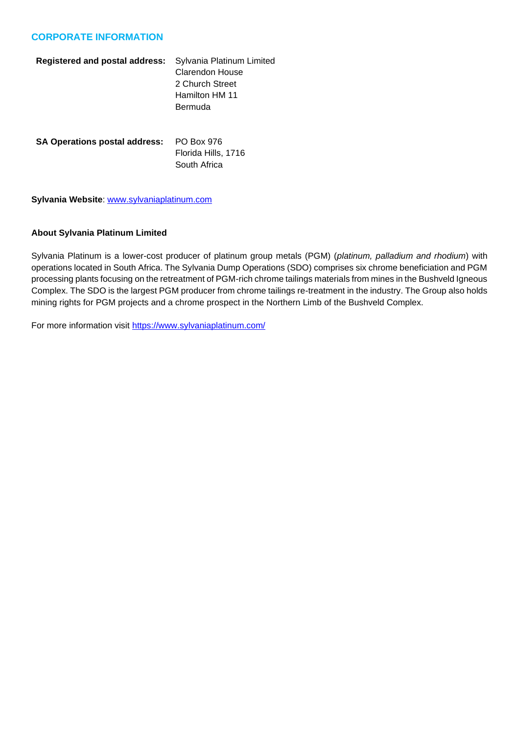## CORPORATE INFORMATION

| | |
|---|---|
| **Registered and postal address:** | Sylvania Platinum Limited<br>Clarendon House<br>2 Church Street<br>Hamilton HM 11<br>Bermuda |
| **SA Operations postal address:** | PO Box 976<br>Florida Hills, 1716<br>South Africa |

**Sylvania Website**: [www.sylvaniaplatinum.com](www.sylvaniaplatinum.com)

**About Sylvania Platinum Limited**

Sylvania Platinum is a lower-cost producer of platinum group metals (PGM) (*platinum, palladium and rhodium*) with operations located in South Africa. The Sylvania Dump Operations (SDO) comprises six chrome beneficiation and PGM processing plants focusing on the retreatment of PGM-rich chrome tailings materials from mines in the Bushveld Igneous Complex. The SDO is the largest PGM producer from chrome tailings re-treatment in the industry. The Group also holds mining rights for PGM projects and a chrome prospect in the Northern Limb of the Bushveld Complex.

For more information visit [https://www.sylvaniaplatinum.com/](https://www.sylvaniaplatinum.com/)